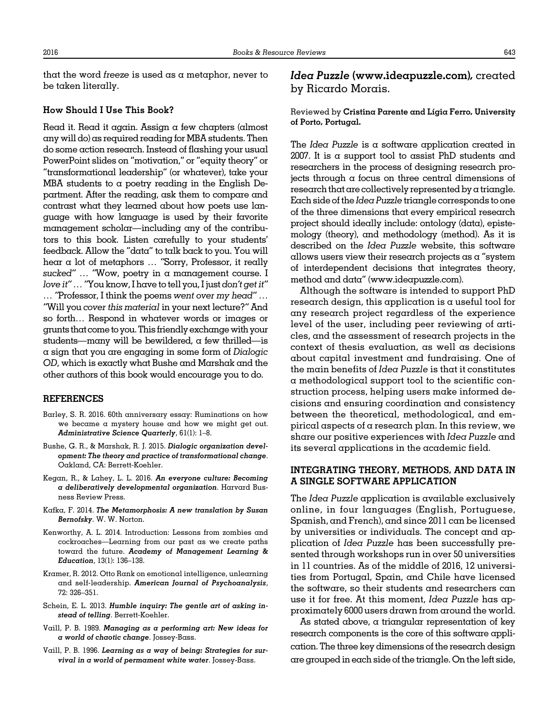that the word *freeze* is used as a metaphor, never to be taken literally.

### How Should I Use This Book?

Read it. Read it again. Assign a few chapters (almost any will do) as required reading for MBA students. Then do some action research. Instead of flashing your usual PowerPoint slides on "motivation," or "equity theory" or "transformational leadership" (or whatever), take your MBA students to a poetry reading in the English Department. After the reading, ask them to compare and contrast what they learned about how poets use language with how language is used by their favorite management scholar—including any of the contributors to this book. Listen carefully to your students' feedback. Allow the "data" to talk back to you. You will hear a lot of metaphors … "Sorry, Professor, it really *sucked*" … "Wow, poetry in a management course. I *love it*" … "You know, I have to tell you, I just *don't get it*" … "Professor, I think the poems *went over my head*" … "Will you *cover this material* in your next lecture?" And so forth… Respond in whatever words or images or grunts that come to you. This friendly exchange with your students—many will be bewildered, a few thrilled—is a sign that you are engaging in some form of *Dialogic OD*, which is exactly what Bushe and Marshak and the other authors of this book would encourage you to do.

### REFERENCES

Barley, S. R. 2016. 60th anniversary essay: Ruminations on how we became a mystery house and how we might get out. ***Administrative Science Quarterly***, 61(1): 1–8.

Bushe, G. R., & Marshak, R. J. 2015. ***Dialogic organization development: The theory and practice of transformational change***. Oakland, CA: Berrett-Koehler.

Kegan, R., & Lahey, L. L. 2016. ***An everyone culture: Becoming a deliberatively developmental organization***. Harvard Busness Review Press.

Kafka, F. 2014. ***The Metamorphosis: A new translation by Susan Bernofsky***. W. W. Norton.

Kenworthy, A. L. 2014. Introduction: Lessons from zombies and cockroaches—Learning from our past as we create paths toward the future. ***Academy of Management Learning & Education***, 13(1): 136–138.

Kramer, R. 2012. Otto Rank on emotional intelligence, unlearning and self-leadership. ***American Journal of Psychoanalysis***, 72: 326–351.

Schein, E. L. 2013. ***Humble inquiry: The gentle art of asking instead of telling***. Berrett-Koehler.

Vaill, P. B. 1989. ***Managing as a performing art: New ideas for a world of chaotic change***. Jossey-Bass.

Vaill, P. B. 1996. ***Learning as a way of being: Strategies for survival in a world of permament white water***. Jossey-Bass.

## ***Idea Puzzle* (www.ideapuzzle.com),** created by Ricardo Morais.

Reviewed by **Cristina Parente and Lígia Ferro, University of Porto, Portugal.**

The *Idea Puzzle* is a software application created in 2007. It is a support tool to assist PhD students and researchers in the process of designing research projects through a focus on three central dimensions of research that are collectively represented by a triangle. Each side of the *Idea Puzzle* triangle corresponds to one of the three dimensions that every empirical research project should ideally include: ontology (data), epistemology (theory), and methodology (method). As it is described on the *Idea Puzzle* website, this software allows users view their research projects as a "system of interdependent decisions that integrates theory, method and data" (www.ideapuzzle.com).

Although the software is intended to support PhD research design, this application is a useful tool for any research project regardless of the experience level of the user, including peer reviewing of articles, and the assessment of research projects in the context of thesis evaluation, as well as decisions about capital investment and fundraising. One of the main benefits of *Idea Puzzle* is that it constitutes a methodological support tool to the scientific construction process, helping users make informed decisions and ensuring coordination and consistency between the theoretical, methodological, and empirical aspects of a research plan. In this review, we share our positive experiences with *Idea Puzzle* and its several applications in the academic field.

### INTEGRATING THEORY, METHODS, AND DATA IN A SINGLE SOFTWARE APPLICATION

The *Idea Puzzle* application is available exclusively online, in four languages (English, Portuguese, Spanish, and French), and since 2011 can be licensed by universities or individuals. The concept and application of *Idea Puzzle* has been successfully presented through workshops run in over 50 universities in 11 countries. As of the middle of 2016, 12 universities from Portugal, Spain, and Chile have licensed the software, so their students and researchers can use it for free. At this moment, *Idea Puzzle* has approximately 6000 users drawn from around the world.

As stated above, a triangular representation of key research components is the core of this software application. The three key dimensions of the research design are grouped in each side of the triangle. On the left side,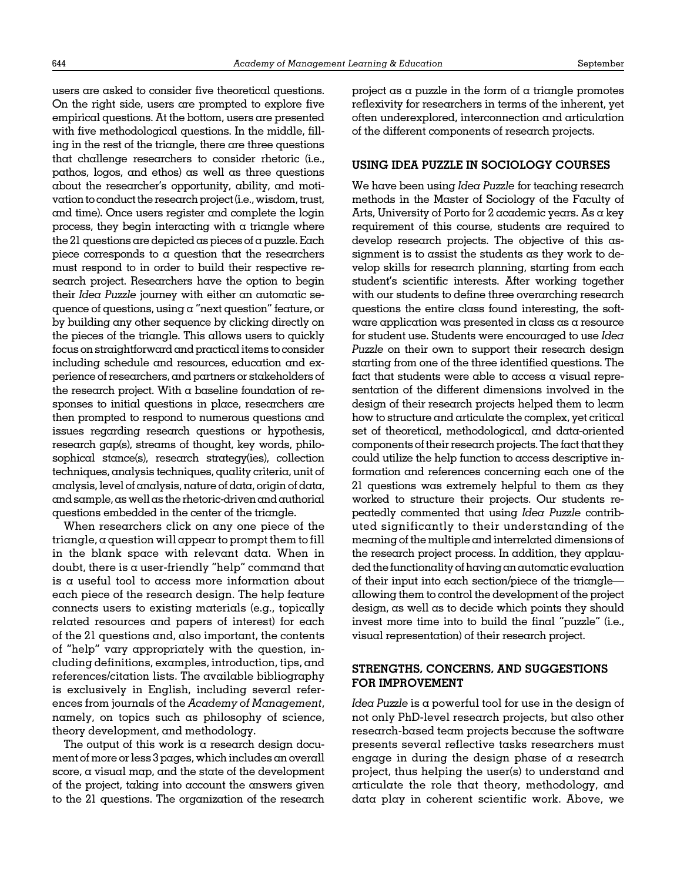users are asked to consider five theoretical questions. On the right side, users are prompted to explore five empirical questions. At the bottom, users are presented with five methodological questions. In the middle, filling in the rest of the triangle, there are three questions that challenge researchers to consider rhetoric (i.e., pathos, logos, and ethos) as well as three questions about the researcher's opportunity, ability, and motivation to conduct the research project (i.e., wisdom, trust, and time). Once users register and complete the login process, they begin interacting with a triangle where the 21 questions are depicted as pieces of a puzzle. Each piece corresponds to a question that the researchers must respond to in order to build their respective research project. Researchers have the option to begin their *Idea Puzzle* journey with either an automatic sequence of questions, using a "next question" feature, or by building any other sequence by clicking directly on the pieces of the triangle. This allows users to quickly focus on straightforward and practical items to consider including schedule and resources, education and experience of researchers, and partners or stakeholders of the research project. With a baseline foundation of responses to initial questions in place, researchers are then prompted to respond to numerous questions and issues regarding research questions or hypothesis, research gap(s), streams of thought, key words, philosophical stance(s), research strategy(ies), collection techniques, analysis techniques, quality criteria, unit of analysis, level of analysis, nature of data, origin of data, and sample, as well as the rhetoric-driven and authorial questions embedded in the center of the triangle.

When researchers click on any one piece of the triangle, a question will appear to prompt them to fill in the blank space with relevant data. When in doubt, there is a user-friendly "help" command that is a useful tool to access more information about each piece of the research design. The help feature connects users to existing materials (e.g., topically related resources and papers of interest) for each of the 21 questions and, also important, the contents of "help" vary appropriately with the question, including definitions, examples, introduction, tips, and references/citation lists. The available bibliography is exclusively in English, including several references from journals of the *Academy of Management*, namely, on topics such as philosophy of science, theory development, and methodology.

The output of this work is a research design document of more or less 3 pages, which includes an overall score, a visual map, and the state of the development of the project, taking into account the answers given to the 21 questions. The organization of the research project as a puzzle in the form of a triangle promotes reflexivity for researchers in terms of the inherent, yet often underexplored, interconnection and articulation of the different components of research projects.

## USING IDEA PUZZLE IN SOCIOLOGY COURSES

We have been using *Idea Puzzle* for teaching research methods in the Master of Sociology of the Faculty of Arts, University of Porto for 2 academic years. As a key requirement of this course, students are required to develop research projects. The objective of this assignment is to assist the students as they work to develop skills for research planning, starting from each student's scientific interests. After working together with our students to define three overarching research questions the entire class found interesting, the software application was presented in class as a resource for student use. Students were encouraged to use *Idea Puzzle* on their own to support their research design starting from one of the three identified questions. The fact that students were able to access a visual representation of the different dimensions involved in the design of their research projects helped them to learn how to structure and articulate the complex, yet critical set of theoretical, methodological, and data-oriented components of their research projects. The fact that they could utilize the help function to access descriptive information and references concerning each one of the 21 questions was extremely helpful to them as they worked to structure their projects. Our students repeatedly commented that using *Idea Puzzle* contributed significantly to their understanding of the meaning of the multiple and interrelated dimensions of the research project process. In addition, they applauded the functionality of having an automatic evaluation of their input into each section/piece of the triangle—allowing them to control the development of the project design, as well as to decide which points they should invest more time into to build the final "puzzle" (i.e., visual representation) of their research project.

## STRENGTHS, CONCERNS, AND SUGGESTIONS FOR IMPROVEMENT

*Idea Puzzle* is a powerful tool for use in the design of not only PhD-level research projects, but also other research-based team projects because the software presents several reflective tasks researchers must engage in during the design phase of a research project, thus helping the user(s) to understand and articulate the role that theory, methodology, and data play in coherent scientific work. Above, we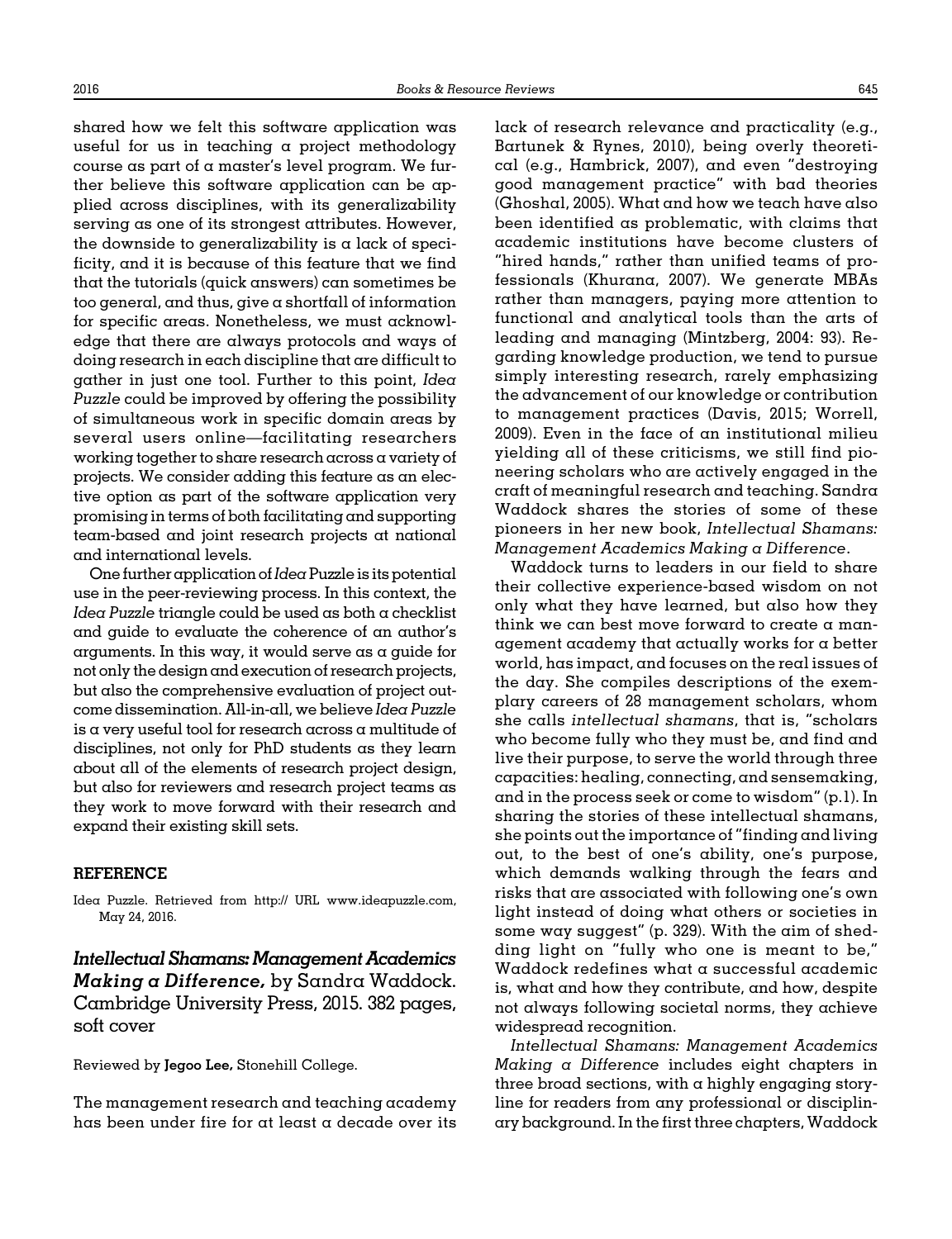shared how we felt this software application was useful for us in teaching a project methodology course as part of a master's level program. We further believe this software application can be applied across disciplines, with its generalizability serving as one of its strongest attributes. However, the downside to generalizability is a lack of specificity, and it is because of this feature that we find that the tutorials (quick answers) can sometimes be too general, and thus, give a shortfall of information for specific areas. Nonetheless, we must acknowledge that there are always protocols and ways of doing research in each discipline that are difficult to gather in just one tool. Further to this point, *Idea Puzzle* could be improved by offering the possibility of simultaneous work in specific domain areas by several users online—facilitating researchers working together to share research across a variety of projects. We consider adding this feature as an elective option as part of the software application very promising in terms of both facilitating and supporting team-based and joint research projects at national and international levels.

One further application of *Idea* Puzzle is its potential use in the peer-reviewing process. In this context, the *Idea Puzzle* triangle could be used as both a checklist and guide to evaluate the coherence of an author's arguments. In this way, it would serve as a guide for not only the design and execution of research projects, but also the comprehensive evaluation of project outcome dissemination. All-in-all, we believe *Idea Puzzle* is a very useful tool for research across a multitude of disciplines, not only for PhD students as they learn about all of the elements of research project design, but also for reviewers and research project teams as they work to move forward with their research and expand their existing skill sets.

## REFERENCE

Idea Puzzle. Retrieved from http:// URL www.ideapuzzle.com, May 24, 2016.

## *Intellectual Shamans: Management Academics Making a Difference,* by Sandra Waddock. Cambridge University Press, 2015. 382 pages, soft cover

Reviewed by **Jegoo Lee,** Stonehill College.

The management research and teaching academy has been under fire for at least a decade over its lack of research relevance and practicality (e.g., Bartunek & Rynes, 2010), being overly theoretical (e.g., Hambrick, 2007), and even "destroying good management practice" with bad theories (Ghoshal, 2005). What and how we teach have also been identified as problematic, with claims that academic institutions have become clusters of "hired hands," rather than unified teams of professionals (Khurana, 2007). We generate MBAs rather than managers, paying more attention to functional and analytical tools than the arts of leading and managing (Mintzberg, 2004: 93). Regarding knowledge production, we tend to pursue simply interesting research, rarely emphasizing the advancement of our knowledge or contribution to management practices (Davis, 2015; Worrell, 2009). Even in the face of an institutional milieu yielding all of these criticisms, we still find pioneering scholars who are actively engaged in the craft of meaningful research and teaching. Sandra Waddock shares the stories of some of these pioneers in her new book, *Intellectual Shamans: Management Academics Making a Difference*.

Waddock turns to leaders in our field to share their collective experience-based wisdom on not only what they have learned, but also how they think we can best move forward to create a management academy that actually works for a better world, has impact, and focuses on the real issues of the day. She compiles descriptions of the exemplary careers of 28 management scholars, whom she calls *intellectual shamans*, that is, "scholars who become fully who they must be, and find and live their purpose, to serve the world through three capacities: healing, connecting, and sensemaking, and in the process seek or come to wisdom" (p.1). In sharing the stories of these intellectual shamans, she points out the importance of "finding and living out, to the best of one's ability, one's purpose, which demands walking through the fears and risks that are associated with following one's own light instead of doing what others or societies in some way suggest" (p. 329). With the aim of shedding light on "fully who one is meant to be," Waddock redefines what a successful academic is, what and how they contribute, and how, despite not always following societal norms, they achieve widespread recognition.

*Intellectual Shamans: Management Academics Making a Difference* includes eight chapters in three broad sections, with a highly engaging storyline for readers from any professional or disciplinary background. In the first three chapters, Waddock